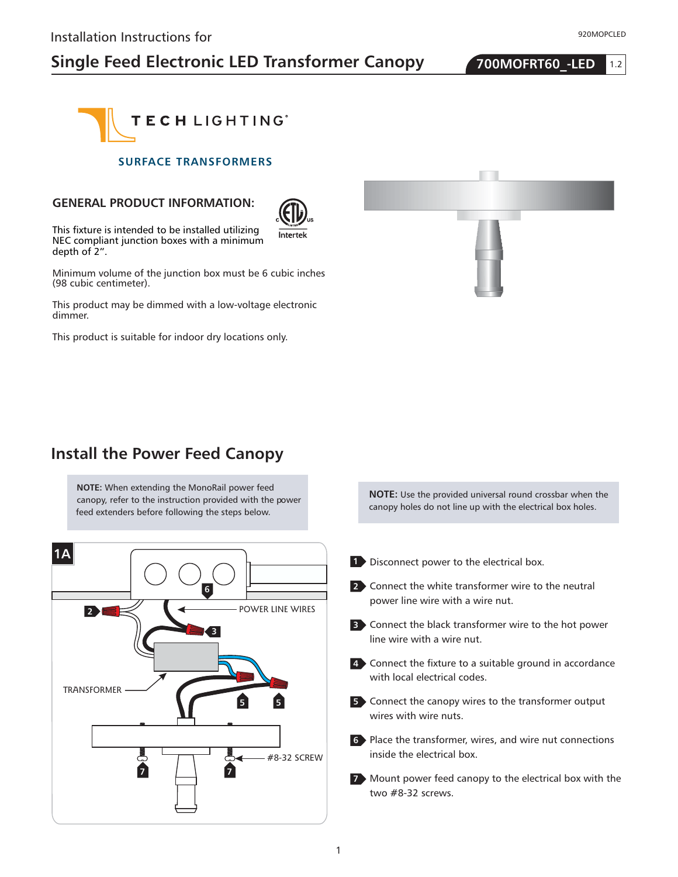Installation Instructions for

# Single Feed Electronic LED Transformer Canopy

**700MOFRT60_-LED** 1.2

920MOPCLED

TECH LIGHTING®

SURFACE TRANSFORMERS

## GENERAL PRODUCT INFORMATION:

This fixture is intended to be installed utilizing NEC compliant junction boxes with a minimum depth of 2".

Minimum volume of the junction box must be 6 cubic inches (98 cubic centimeter).

This product may be dimmed with a low-voltage electronic dimmer.

This product is suitable for indoor dry locations only.

## Install the Power Feed Canopy

**NOTE:** When extending the MonoRail power feed canopy, refer to the instruction provided with the power feed extenders before following the steps below.

**NOTE:** Use the provided universal round crossbar when the canopy holes do not line up with the electrical box holes.

1A

POWER LINE WIRES

TRANSFORMER

#8-32 SCREW

1. Disconnect power to the electrical box.
2. Connect the white transformer wire to the neutral power line wire with a wire nut.
3. Connect the black transformer wire to the hot power line wire with a wire nut.
4. Connect the fixture to a suitable ground in accordance with local electrical codes.
5. Connect the canopy wires to the transformer output wires with wire nuts.
6. Place the transformer, wires, and wire nut connections inside the electrical box.
7. Mount power feed canopy to the electrical box with the two #8-32 screws.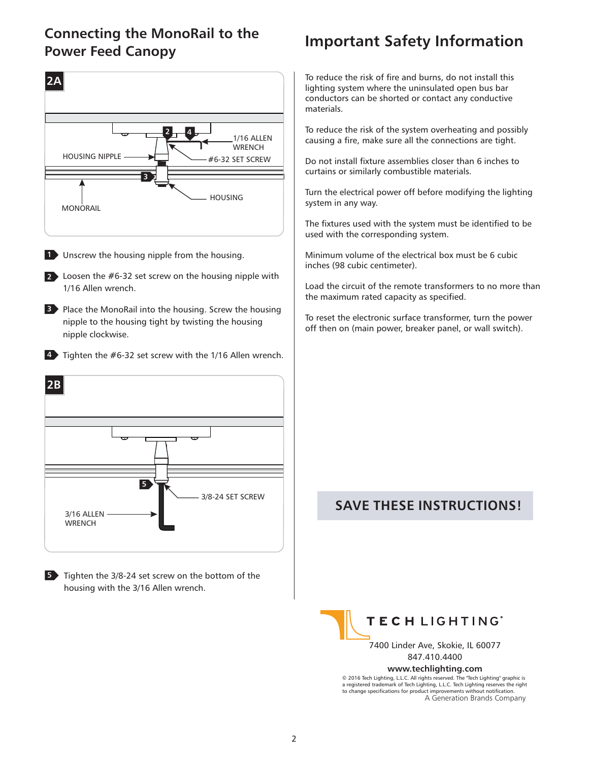## Connecting the MonoRail to the Power Feed Canopy

2A

1/16 ALLEN WRENCH

HOUSING NIPPLE

#6-32 SET SCREW

MONORAIL

HOUSING

1. Unscrew the housing nipple from the housing.
2. Loosen the #6-32 set screw on the housing nipple with 1/16 Allen wrench.
3. Place the MonoRail into the housing. Screw the housing nipple to the housing tight by twisting the housing nipple clockwise.
4. Tighten the #6-32 set screw with the 1/16 Allen wrench.

2B

3/8-24 SET SCREW

3/16 ALLEN WRENCH

5. Tighten the 3/8-24 set screw on the bottom of the housing with the 3/16 Allen wrench.

## Important Safety Information

To reduce the risk of fire and burns, do not install this lighting system where the uninsulated open bus bar conductors can be shorted or contact any conductive materials.

To reduce the risk of the system overheating and possibly causing a fire, make sure all the connections are tight.

Do not install fixture assemblies closer than 6 inches to curtains or similarly combustible materials.

Turn the electrical power off before modifying the lighting system in any way.

The fixtures used with the system must be identified to be used with the corresponding system.

Minimum volume of the electrical box must be 6 cubic inches (98 cubic centimeter).

Load the circuit of the remote transformers to no more than the maximum rated capacity as specified.

To reset the electronic surface transformer, turn the power off then on (main power, breaker panel, or wall switch).

**SAVE THESE INSTRUCTIONS!**

TECH LIGHTING®

7400 Linder Ave, Skokie, IL 60077
847.410.4400
**www.techlighting.com**

© 2016 Tech Lighting, L.L.C. All rights reserved. The "Tech Lighting" graphic is a registered trademark of Tech Lighting, L.L.C. Tech Lighting reserves the right to change specifications for product improvements without notification.

A Generation Brands Company